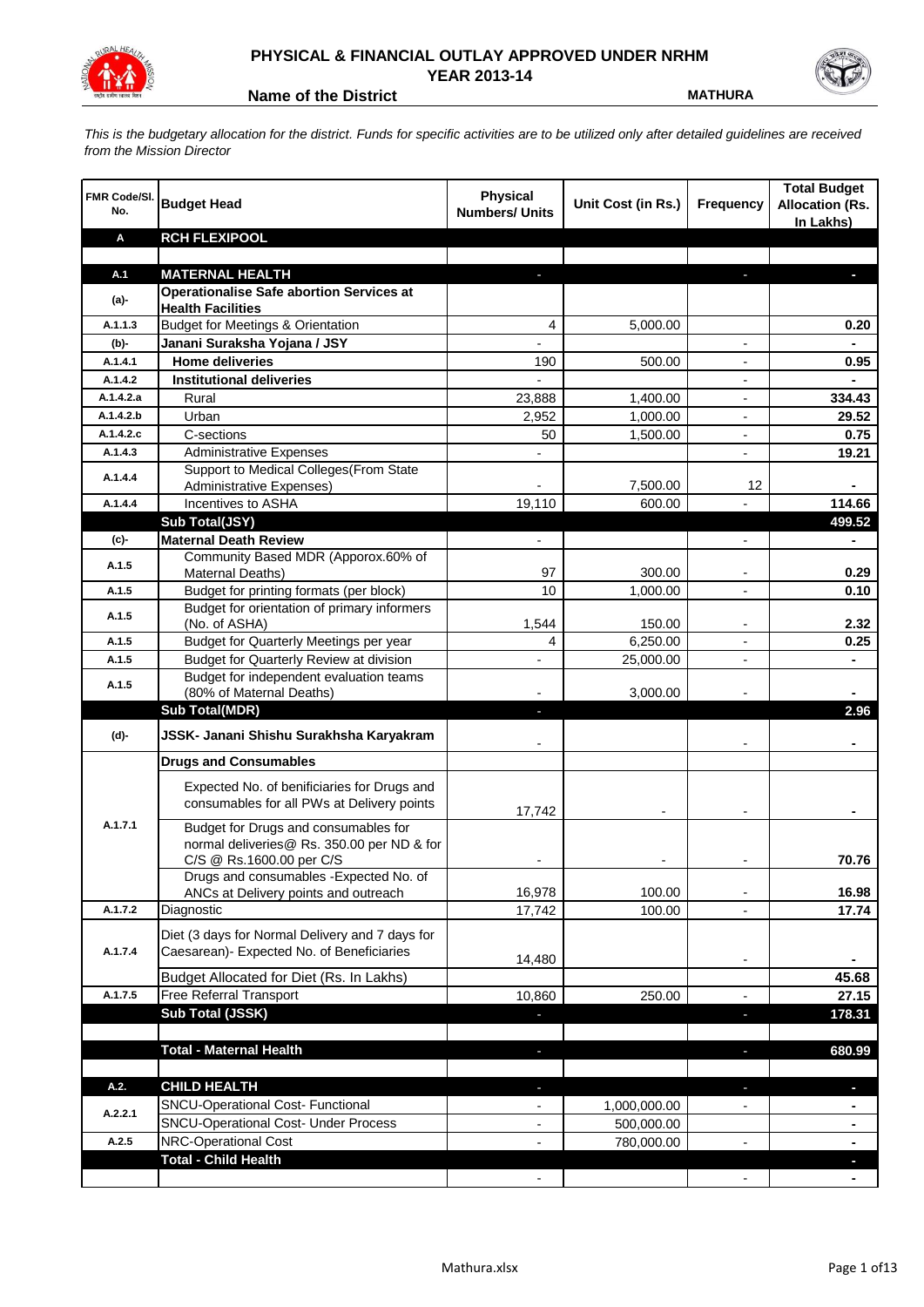# PHYSICAL & FINANCIAL OUTLAY APPROVED UNDER NRHM
## YEAR 2013-14

**Name of the District** MATHURA

*This is the budgetary allocation for the district. Funds for specific activities are to be utilized only after detailed guidelines are received from the Mission Director*

| FMR Code/Sl. No. | Budget Head | Physical Numbers/ Units | Unit Cost (in Rs.) | Frequency | Total Budget Allocation (Rs. In Lakhs) |
|---|---|---|---|---|---|
| **A** | **RCH FLEXIPOOL** | | | | |
| | | | | | |
| **A.1** | **MATERNAL HEALTH** | - | | - | - |
| **(a)-** | **Operationalise Safe abortion Services at Health Facilities** | | | | |
| A.1.1.3 | Budget for Meetings & Orientation | 4 | 5,000.00 | | 0.20 |
| **(b)-** | **Janani Suraksha Yojana / JSY** | - | | - | - |
| A.1.4.1 | **Home deliveries** | 190 | 500.00 | - | 0.95 |
| A.1.4.2 | **Institutional deliveries** | - | | - | - |
| A.1.4.2.a | Rural | 23,888 | 1,400.00 | - | 334.43 |
| A.1.4.2.b | Urban | 2,952 | 1,000.00 | - | 29.52 |
| A.1.4.2.c | C-sections | 50 | 1,500.00 | - | 0.75 |
| A.1.4.3 | Administrative Expenses | - | | - | 19.21 |
| A.1.4.4 | Support to Medical Colleges(From State Administrative Expenses) | - | 7,500.00 | 12 | - |
| A.1.4.4 | Incentives to ASHA | 19,110 | 600.00 | - | 114.66 |
| | **Sub Total(JSY)** | | | | **499.52** |
| **(c)-** | **Maternal Death Review** | - | | - | - |
| A.1.5 | Community Based MDR (Apporox.60% of Maternal Deaths) | 97 | 300.00 | - | 0.29 |
| A.1.5 | Budget for printing formats (per block) | 10 | 1,000.00 | - | 0.10 |
| A.1.5 | Budget for orientation of primary informers (No. of ASHA) | 1,544 | 150.00 | - | 2.32 |
| A.1.5 | Budget for Quarterly Meetings per year | 4 | 6,250.00 | - | 0.25 |
| A.1.5 | Budget for Quarterly Review at division | - | 25,000.00 | - | - |
| A.1.5 | Budget for independent evaluation teams (80% of Maternal Deaths) | - | 3,000.00 | - | - |
| | **Sub Total(MDR)** | - | | | **2.96** |
| **(d)-** | **JSSK- Janani Shishu Surakhsha Karyakram** | - | | - | - |
| | **Drugs and Consumables** | | | | |
| A.1.7.1 | Expected No. of benificiaries for Drugs and consumables for all PWs at Delivery points | 17,742 | - | - | - |
| | Budget for Drugs and consumables for normal deliveries@ Rs. 350.00 per ND & for C/S @ Rs.1600.00 per C/S | - | - | - | 70.76 |
| | Drugs and consumables -Expected No. of ANCs at Delivery points and outreach | 16,978 | 100.00 | - | 16.98 |
| A.1.7.2 | Diagnostic | 17,742 | 100.00 | - | 17.74 |
| A.1.7.4 | Diet (3 days for Normal Delivery and 7 days for Caesarean)- Expected No. of Beneficiaries | 14,480 | | - | - |
| | Budget Allocated for Diet (Rs. In Lakhs) | | | | 45.68 |
| A.1.7.5 | Free Referral Transport | 10,860 | 250.00 | - | 27.15 |
| | **Sub Total (JSSK)** | - | | - | **178.31** |
| | | | | | |
| | **Total - Maternal Health** | - | | - | **680.99** |
| | | | | | |
| **A.2.** | **CHILD HEALTH** | - | | - | - |
| A.2.2.1 | SNCU-Operational Cost- Functional | - | 1,000,000.00 | - | - |
| | SNCU-Operational Cost- Under Process | - | 500,000.00 | | - |
| A.2.5 | NRC-Operational Cost | - | 780,000.00 | - | - |
| | **Total - Child Health** | | | | - |
| | | - | | - | - |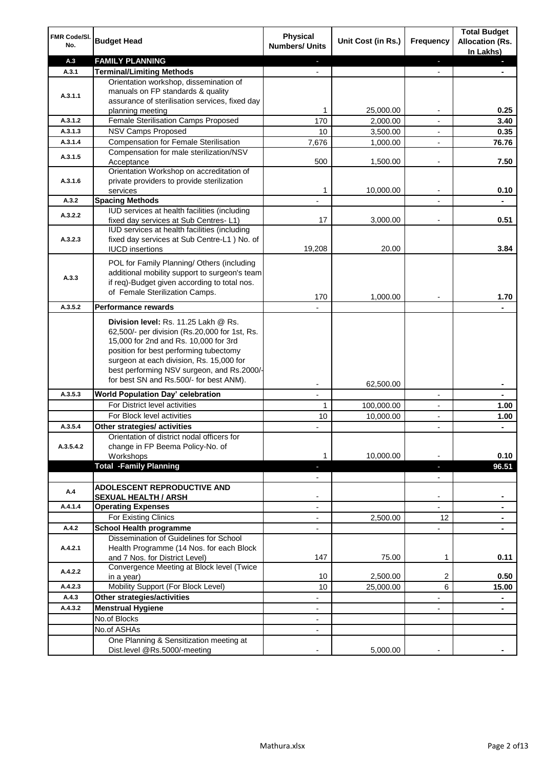| FMR Code/Sl. No. | Budget Head | Physical Numbers/ Units | Unit Cost (in Rs.) | Frequency | Total Budget Allocation (Rs. In Lakhs) |
|---|---|---|---|---|---|
| A.3 | **FAMILY PLANNING** | - | | - | - |
| A.3.1 | **Terminal/Limiting Methods** | - | | - | - |
| A.3.1.1 | Orientation workshop, dissemination of manuals on FP standards & quality assurance of sterilisation services, fixed day planning meeting | 1 | 25,000.00 | - | 0.25 |
| A.3.1.2 | Female Sterilisation Camps Proposed | 170 | 2,000.00 | - | 3.40 |
| A.3.1.3 | NSV Camps Proposed | 10 | 3,500.00 | - | 0.35 |
| A.3.1.4 | Compensation for Female Sterilisation | 7,676 | 1,000.00 | - | 76.76 |
| A.3.1.5 | Compensation for male sterilization/NSV Acceptance | 500 | 1,500.00 | - | 7.50 |
| A.3.1.6 | Orientation Workshop on accreditation of private providers to provide sterilization services | 1 | 10,000.00 | - | 0.10 |
| A.3.2 | **Spacing Methods** | - | | - | - |
| A.3.2.2 | IUD services at health facilities (including fixed day services at Sub Centres- L1) | 17 | 3,000.00 | - | 0.51 |
| A.3.2.3 | IUD services at health facilities (including fixed day services at Sub Centre-L1 ) No. of IUCD insertions | 19,208 | 20.00 | | 3.84 |
| A.3.3 | POL for Family Planning/ Others (including additional mobility support to surgeon's team if req)-Budget given according to total nos. of Female Sterilization Camps. | 170 | 1,000.00 | - | 1.70 |
| A.3.5.2 | **Performance rewards** | - | | | - |
| | **Division level:** Rs. 11.25 Lakh @ Rs. 62,500/- per division (Rs.20,000 for 1st, Rs. 15,000 for 2nd and Rs. 10,000 for 3rd position for best performing tubectomy surgeon at each division, Rs. 15,000 for best performing NSV surgeon, and Rs.2000/- for best SN and Rs.500/- for best ANM). | - | 62,500.00 | | - |
| A.3.5.3 | **World Population Day' celebration** | - | | - | - |
| | For District level activities | 1 | 100,000.00 | - | 1.00 |
| | For Block level activities | 10 | 10,000.00 | - | 1.00 |
| A.3.5.4 | **Other strategies/ activities** | - | | - | - |
| A.3.5.4.2 | Orientation of district nodal officers for change in FP Beema Policy-No. of Workshops | 1 | 10,000.00 | - | 0.10 |
| | **Total -Family Planning** | - | | - | **96.51** |
| | | - | | - | |
| A.4 | **ADOLESCENT REPRODUCTIVE AND SEXUAL HEALTH / ARSH** | - | | - | - |
| A.4.1.4 | **Operating Expenses** | - | | - | - |
| | For Existing Clinics | - | 2,500.00 | 12 | - |
| A.4.2 | **School Health programme** | - | | - | - |
| A.4.2.1 | Dissemination of Guidelines for School Health Programme (14 Nos. for each Block and 7 Nos. for District Level) | 147 | 75.00 | 1 | 0.11 |
| A.4.2.2 | Convergence Meeting at Block level (Twice in a year) | 10 | 2,500.00 | 2 | 0.50 |
| A.4.2.3 | Mobility Support (For Block Level) | 10 | 25,000.00 | 6 | 15.00 |
| A.4.3 | **Other strategies/activities** | - | | - | - |
| A.4.3.2 | **Menstrual Hygiene** | - | | - | - |
| | No.of Blocks | - | | | |
| | No.of ASHAs | - | | | |
| | One Planning & Sensitization meeting at Dist.level @Rs.5000/-meeting | - | 5,000.00 | - | - |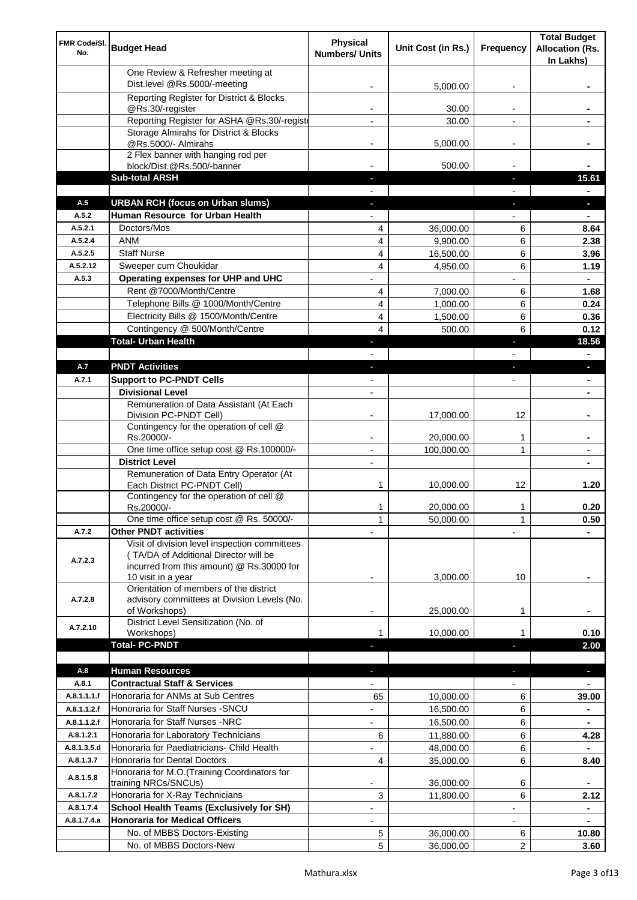| FMR Code/Sl. No. | Budget Head | Physical Numbers/ Units | Unit Cost (in Rs.) | Frequency | Total Budget Allocation (Rs. In Lakhs) |
|---|---|---|---|---|---|
| | One Review & Refresher meeting at Dist.level @Rs.5000/-meeting | - | 5,000.00 | - | - |
| | Reporting Register for District & Blocks @Rs.30/-register | - | 30.00 | - | - |
| | Reporting Register for ASHA @Rs.30/-regist | - | 30.00 | - | - |
| | Storage Almirahs for District & Blocks @Rs.5000/- Almirahs | - | 5,000.00 | - | - |
| | 2 Flex banner with hanging rod per block/Dist.@Rs.500/-banner | - | 500.00 | - | - |
| | **Sub-total ARSH** | - | | - | **15.61** |
| | | - | | - | - |
| A.5 | **URBAN RCH (focus on Urban slums)** | - | | - | - |
| A.5.2 | **Human Resource for Urban Health** | - | | - | - |
| A.5.2.1 | Doctors/Mos | 4 | 36,000.00 | 6 | **8.64** |
| A.5.2.4 | ANM | 4 | 9,900.00 | 6 | **2.38** |
| A.5.2.5 | Staff Nurse | 4 | 16,500.00 | 6 | **3.96** |
| A.5.2.12 | Sweeper cum Choukidar | 4 | 4,950.00 | 6 | **1.19** |
| A.5.3 | **Operating expenses for UHP and UHC** | - | | - | - |
| | Rent @7000/Month/Centre | 4 | 7,000.00 | 6 | **1.68** |
| | Telephone Bills @ 1000/Month/Centre | 4 | 1,000.00 | 6 | **0.24** |
| | Electricity Bills @ 1500/Month/Centre | 4 | 1,500.00 | 6 | **0.36** |
| | Contingency @ 500/Month/Centre | 4 | 500.00 | 6 | **0.12** |
| | **Total- Urban Health** | - | | - | **18.56** |
| | | - | | - | - |
| A.7 | **PNDT Activities** | - | | - | - |
| A.7.1 | **Support to PC-PNDT Cells** | - | | - | - |
| | **Divisional Level** | - | | | - |
| | Remuneration of Data Assistant (At Each Division PC-PNDT Cell) | - | 17,000.00 | 12 | - |
| | Contingency for the operation of cell @ Rs.20000/- | - | 20,000.00 | 1 | - |
| | One time office setup cost @ Rs.100000/- | - | 100,000.00 | 1 | - |
| | **District Level** | - | | | - |
| | Remuneration of Data Entry Operator (At Each District PC-PNDT Cell) | 1 | 10,000.00 | 12 | **1.20** |
| | Contingency for the operation of cell @ Rs.20000/- | 1 | 20,000.00 | 1 | **0.20** |
| | One time office setup cost @ Rs. 50000/- | 1 | 50,000.00 | 1 | **0.50** |
| A.7.2 | **Other PNDT activities** | - | | - | - |
| A.7.2.3 | Visit of division level inspection committees ( TA/DA of Additional Director will be incurred from this amount) @ Rs.30000 for 10 visit in a year | - | 3,000.00 | 10 | - |
| A.7.2.8 | Orientation of members of the district advisory committees at Division Levels (No. of Workshops) | - | 25,000.00 | 1 | - |
| A.7.2.10 | District Level Sensitization (No. of Workshops) | 1 | 10,000.00 | 1 | **0.10** |
| | **Total- PC-PNDT** | - | | - | **2.00** |
| | | | | | |
| A.8 | **Human Resources** | - | | - | - |
| A.8.1 | **Contractual Staff & Services** | - | | - | - |
| A.8.1.1.1.f | Honoraria for ANMs at Sub Centres | 65 | 10,000.00 | 6 | **39.00** |
| A.8.1.1.2.f | Honoraria for Staff Nurses -SNCU | - | 16,500.00 | 6 | - |
| A.8.1.1.2.f | Honoraria for Staff Nurses -NRC | - | 16,500.00 | 6 | - |
| A.8.1.2.1 | Honoraria for Laboratory Technicians | 6 | 11,880.00 | 6 | **4.28** |
| A.8.1.3.5.d | Honoraria for Paediatricians- Child Health | - | 48,000.00 | 6 | - |
| A.8.1.3.7 | Honoraria for Dental Doctors | 4 | 35,000.00 | 6 | **8.40** |
| A.8.1.5.8 | Honoraria for M.O.(Training Coordinators for training NRCs/SNCUs) | - | 36,000.00 | 6 | - |
| A.8.1.7.2 | Honoraria for X-Ray Technicians | 3 | 11,800.00 | 6 | **2.12** |
| A.8.1.7.4 | **School Health Teams (Exclusively for SH)** | - | | - | - |
| A.8.1.7.4.a | **Honoraria for Medical Officers** | - | | - | - |
| | No. of MBBS Doctors-Existing | 5 | 36,000.00 | 6 | **10.80** |
| | No. of MBBS Doctors-New | 5 | 36,000.00 | 2 | **3.60** |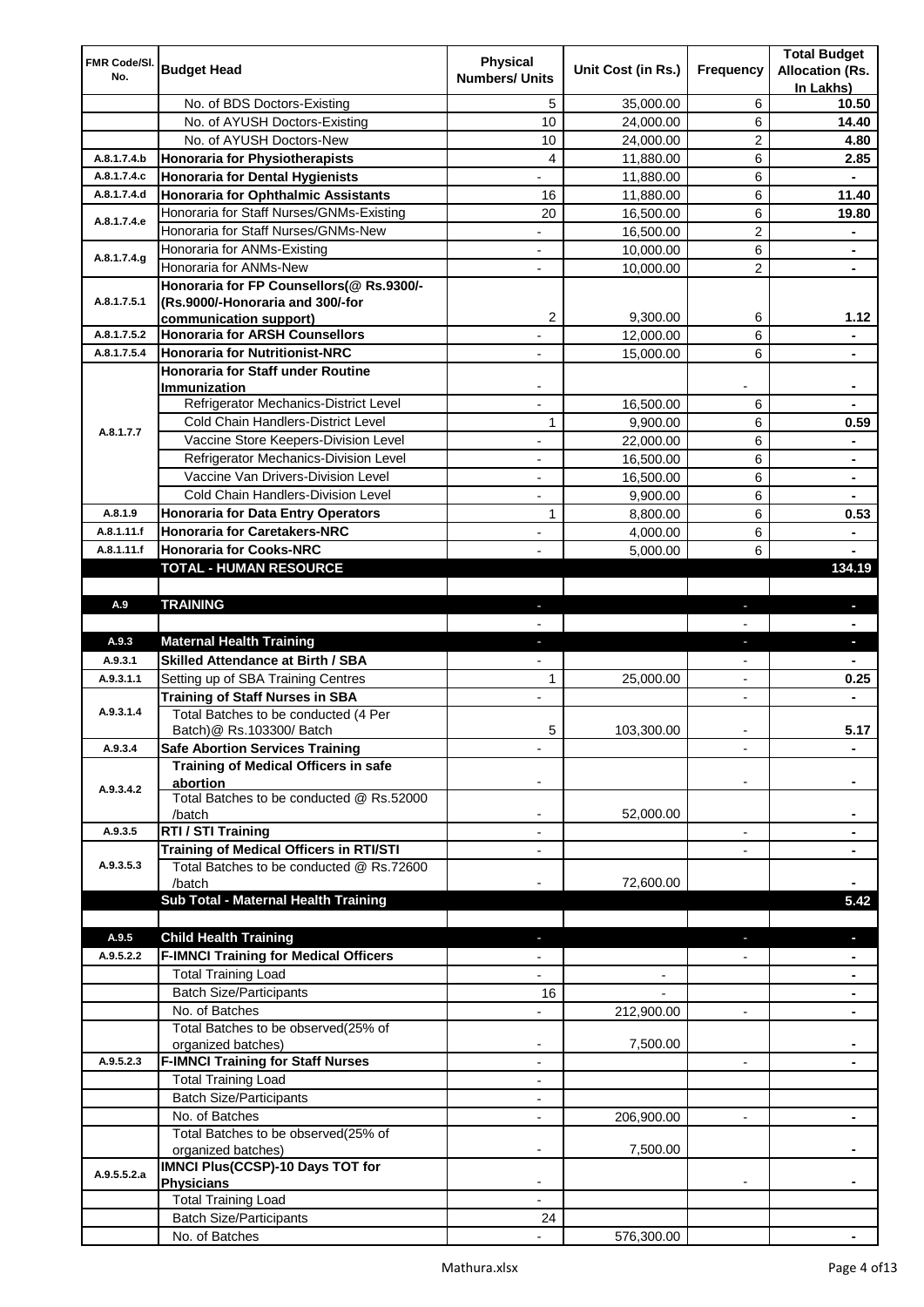| FMR Code/Sl. No. | Budget Head | Physical Numbers/ Units | Unit Cost (in Rs.) | Frequency | Total Budget Allocation (Rs. In Lakhs) |
|---|---|---|---|---|---|
| | No. of BDS Doctors-Existing | 5 | 35,000.00 | 6 | **10.50** |
| | No. of AYUSH Doctors-Existing | 10 | 24,000.00 | 6 | **14.40** |
| | No. of AYUSH Doctors-New | 10 | 24,000.00 | 2 | **4.80** |
| A.8.1.7.4.b | **Honoraria for Physiotherapists** | 4 | 11,880.00 | 6 | **2.85** |
| A.8.1.7.4.c | **Honoraria for Dental Hygienists** | - | 11,880.00 | 6 | **-** |
| A.8.1.7.4.d | **Honoraria for Ophthalmic Assistants** | 16 | 11,880.00 | 6 | **11.40** |
| A.8.1.7.4.e | Honoraria for Staff Nurses/GNMs-Existing | 20 | 16,500.00 | 6 | **19.80** |
| | Honoraria for Staff Nurses/GNMs-New | - | 16,500.00 | 2 | **-** |
| A.8.1.7.4.g | Honoraria for ANMs-Existing | - | 10,000.00 | 6 | **-** |
| | Honoraria for ANMs-New | - | 10,000.00 | 2 | **-** |
| A.8.1.7.5.1 | **Honoraria for FP Counsellors(@ Rs.9300/- (Rs.9000/-Honoraria and 300/-for communication support)** | 2 | 9,300.00 | 6 | **1.12** |
| A.8.1.7.5.2 | **Honoraria for ARSH Counsellors** | - | 12,000.00 | 6 | **-** |
| A.8.1.7.5.4 | **Honoraria for Nutritionist-NRC** | - | 15,000.00 | 6 | **-** |
| A.8.1.7.7 | **Honoraria for Staff under Routine Immunization** | - | | - | **-** |
| | Refrigerator Mechanics-District Level | - | 16,500.00 | 6 | **-** |
| | Cold Chain Handlers-District Level | 1 | 9,900.00 | 6 | **0.59** |
| | Vaccine Store Keepers-Division Level | - | 22,000.00 | 6 | **-** |
| | Refrigerator Mechanics-Division Level | - | 16,500.00 | 6 | **-** |
| | Vaccine Van Drivers-Division Level | - | 16,500.00 | 6 | **-** |
| | Cold Chain Handlers-Division Level | - | 9,900.00 | 6 | **-** |
| A.8.1.9 | **Honoraria for Data Entry Operators** | 1 | 8,800.00 | 6 | **0.53** |
| A.8.1.11.f | **Honoraria for Caretakers-NRC** | - | 4,000.00 | 6 | **-** |
| A.8.1.11.f | **Honoraria for Cooks-NRC** | - | 5,000.00 | 6 | **-** |
| | **TOTAL - HUMAN RESOURCE** | | | | **134.19** |
| | | | | | |
| A.9 | **TRAINING** | - | | - | **-** |
| | | - | | - | **-** |
| A.9.3 | **Maternal Health Training** | - | | - | **-** |
| A.9.3.1 | **Skilled Attendance at Birth / SBA** | - | | - | **-** |
| A.9.3.1.1 | Setting up of SBA Training Centres | 1 | 25,000.00 | - | **0.25** |
| A.9.3.1.4 | **Training of Staff Nurses in SBA** | - | | - | **-** |
| | Total Batches to be conducted (4 Per Batch)@ Rs.103300/ Batch | 5 | 103,300.00 | - | **5.17** |
| A.9.3.4 | **Safe Abortion Services Training** | - | | - | **-** |
| A.9.3.4.2 | **Training of Medical Officers in safe abortion** | - | | - | **-** |
| | Total Batches to be conducted @ Rs.52000 /batch | - | 52,000.00 | | **-** |
| A.9.3.5 | **RTI / STI Training** | - | | - | **-** |
| A.9.3.5.3 | **Training of Medical Officers in RTI/STI** | - | | - | **-** |
| | Total Batches to be conducted @ Rs.72600 /batch | - | 72,600.00 | | **-** |
| | **Sub Total - Maternal Health Training** | | | | **5.42** |
| | | | | | |
| A.9.5 | **Child Health Training** | - | | - | **-** |
| A.9.5.2.2 | **F-IMNCI Training for Medical Officers** | - | | - | **-** |
| | Total Training Load | - | - | | **-** |
| | Batch Size/Participants | 16 | - | | **-** |
| | No. of Batches | - | 212,900.00 | - | **-** |
| | Total Batches to be observed(25% of organized batches) | - | 7,500.00 | | **-** |
| A.9.5.2.3 | **F-IMNCI Training for Staff Nurses** | - | | - | **-** |
| | Total Training Load | - | | | |
| | Batch Size/Participants | - | | | |
| | No. of Batches | - | 206,900.00 | - | **-** |
| | Total Batches to be observed(25% of organized batches) | - | 7,500.00 | | **-** |
| A.9.5.5.2.a | **IMNCI Plus(CCSP)-10 Days TOT for Physicians** | - | | - | **-** |
| | Total Training Load | - | | | |
| | Batch Size/Participants | 24 | | | |
| | No. of Batches | - | 576,300.00 | | **-** |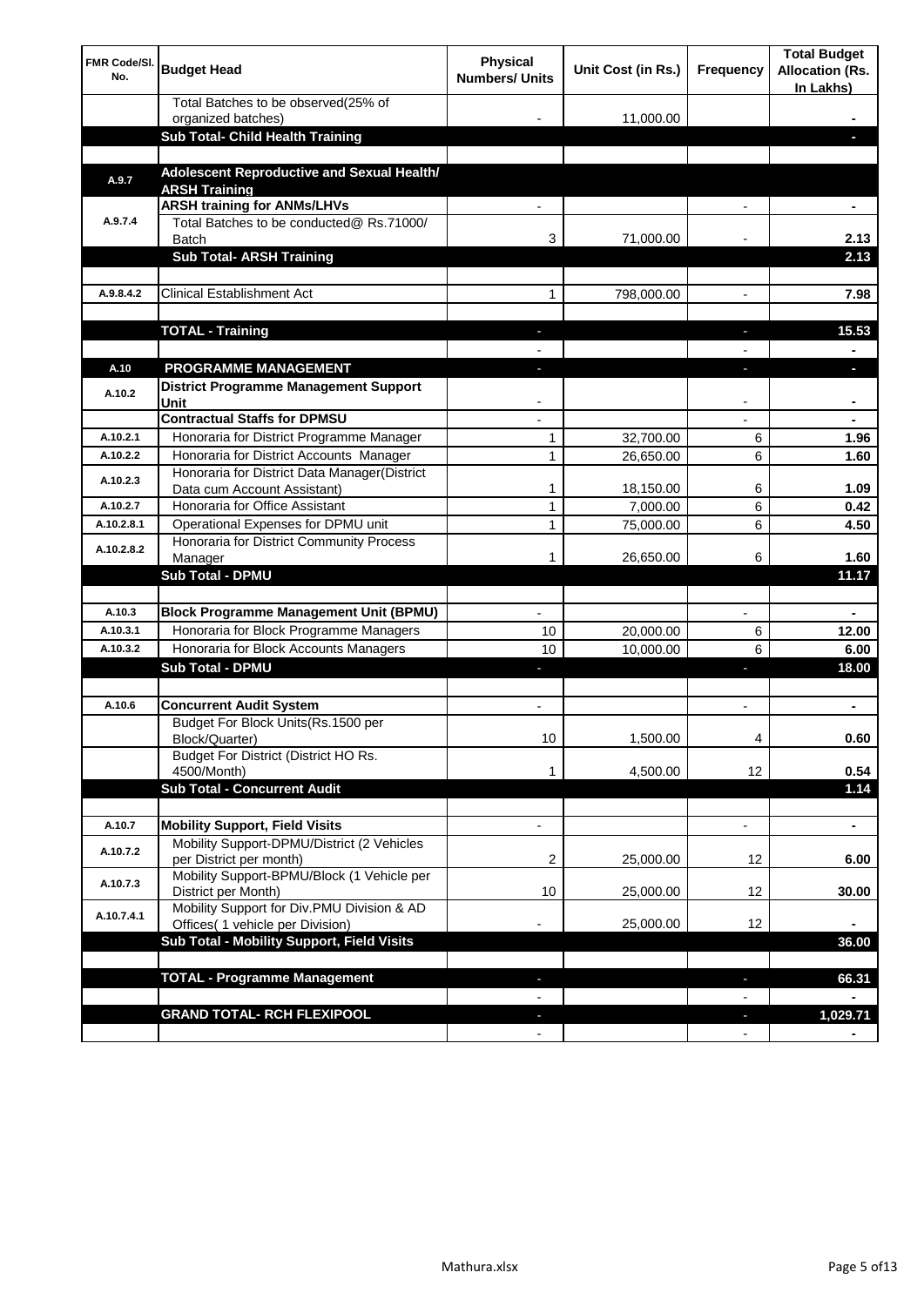| FMR Code/Sl. No. | Budget Head | Physical Numbers/ Units | Unit Cost (in Rs.) | Frequency | Total Budget Allocation (Rs. In Lakhs) |
|---|---|---|---|---|---|
| | Total Batches to be observed(25% of organized batches) | - | 11,000.00 | | - |
| | **Sub Total- Child Health Training** | | | | - |
| | | | | | |
| A.9.7 | **Adolescent Reproductive and Sexual Health/ ARSH Training** | | | | |
| A.9.7.4 | **ARSH training for ANMs/LHVs** | - | | - | - |
| | Total Batches to be conducted@ Rs.71000/ Batch | 3 | 71,000.00 | - | 2.13 |
| | **Sub Total- ARSH Training** | | | | **2.13** |
| | | | | | |
| A.9.8.4.2 | Clinical Establishment Act | 1 | 798,000.00 | - | 7.98 |
| | | | | | |
| | **TOTAL - Training** | - | | - | **15.53** |
| | | - | | - | - |
| A.10 | **PROGRAMME MANAGEMENT** | - | | - | - |
| A.10.2 | **District Programme Management Support Unit** | - | | - | - |
| | **Contractual Staffs for DPMSU** | - | | - | - |
| A.10.2.1 | Honoraria for District Programme Manager | 1 | 32,700.00 | 6 | 1.96 |
| A.10.2.2 | Honoraria for District Accounts Manager | 1 | 26,650.00 | 6 | 1.60 |
| A.10.2.3 | Honoraria for District Data Manager(District Data cum Account Assistant) | 1 | 18,150.00 | 6 | 1.09 |
| A.10.2.7 | Honoraria for Office Assistant | 1 | 7,000.00 | 6 | 0.42 |
| A.10.2.8.1 | Operational Expenses for DPMU unit | 1 | 75,000.00 | 6 | 4.50 |
| A.10.2.8.2 | Honoraria for District Community Process Manager | 1 | 26,650.00 | 6 | 1.60 |
| | **Sub Total - DPMU** | | | | **11.17** |
| | | | | | |
| A.10.3 | **Block Programme Management Unit (BPMU)** | - | | - | - |
| A.10.3.1 | Honoraria for Block Programme Managers | 10 | 20,000.00 | 6 | 12.00 |
| A.10.3.2 | Honoraria for Block Accounts Managers | 10 | 10,000.00 | 6 | 6.00 |
| | **Sub Total - DPMU** | - | | - | **18.00** |
| | | | | | |
| A.10.6 | **Concurrent Audit System** | - | | - | - |
| | Budget For Block Units(Rs.1500 per Block/Quarter) | 10 | 1,500.00 | 4 | 0.60 |
| | Budget For District (District HO Rs. 4500/Month) | 1 | 4,500.00 | 12 | 0.54 |
| | **Sub Total - Concurrent Audit** | | | | **1.14** |
| | | | | | |
| A.10.7 | **Mobility Support, Field Visits** | - | | - | - |
| A.10.7.2 | Mobility Support-DPMU/District (2 Vehicles per District per month) | 2 | 25,000.00 | 12 | 6.00 |
| A.10.7.3 | Mobility Support-BPMU/Block (1 Vehicle per District per Month) | 10 | 25,000.00 | 12 | 30.00 |
| A.10.7.4.1 | Mobility Support for Div.PMU Division & AD Offices( 1 vehicle per Division) | - | 25,000.00 | 12 | - |
| | **Sub Total - Mobility Support, Field Visits** | | | | **36.00** |
| | | | | | |
| | **TOTAL - Programme Management** | - | | - | **66.31** |
| | | - | | - | - |
| | **GRAND TOTAL- RCH FLEXIPOOL** | - | | - | **1,029.71** |
| | | - | | - | - |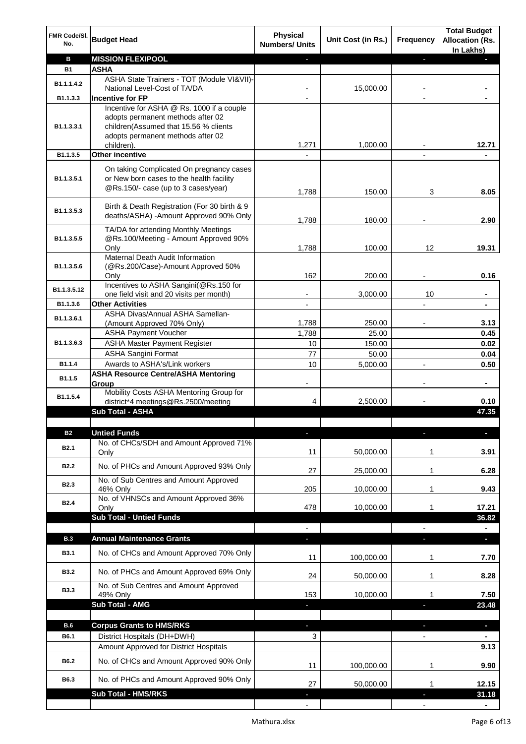| FMR Code/Sl. No. | Budget Head | Physical Numbers/ Units | Unit Cost (in Rs.) | Frequency | Total Budget Allocation (Rs. In Lakhs) |
|---|---|---|---|---|---|
| **B** | **MISSION FLEXIPOOL** | - | | - | - |
| **B1** | **ASHA** | | | | |
| B1.1.1.4.2 | ASHA State Trainers - TOT (Module VI&VII)-National Level-Cost of TA/DA | - | 15,000.00 | - | - |
| B1.1.3.3 | **Incentive for FP** | - | | - | - |
| B1.1.3.3.1 | Incentive for ASHA @ Rs. 1000 if a couple adopts permanent methods after 02 children(Assumed that 15.56 % clients adopts permanent methods after 02 children). | 1,271 | 1,000.00 | - | 12.71 |
| B1.1.3.5 | **Other incentive** | - | | - | - |
| B1.1.3.5.1 | On taking Complicated On pregnancy cases or New born cases to the health facility @Rs.150/- case (up to 3 cases/year) | 1,788 | 150.00 | 3 | 8.05 |
| B1.1.3.5.3 | Birth & Death Registration (For 30 birth & 9 deaths/ASHA) -Amount Approved 90% Only | 1,788 | 180.00 | - | 2.90 |
| B1.1.3.5.5 | TA/DA for attending Monthly Meetings @Rs.100/Meeting - Amount Approved 90% Only | 1,788 | 100.00 | 12 | 19.31 |
| B1.1.3.5.6 | Maternal Death Audit Information (@Rs.200/Case)-Amount Approved 50% Only | 162 | 200.00 | - | 0.16 |
| B1.1.3.5.12 | Incentives to ASHA Sangini(@Rs.150 for one field visit and 20 visits per month) | - | 3,000.00 | 10 | - |
| B1.1.3.6 | **Other Activities** | - | | - | - |
| B1.1.3.6.1 | ASHA Divas/Annual ASHA Samellan-(Amount Approved 70% Only) | 1,788 | 250.00 | - | 3.13 |
| B1.1.3.6.3 | ASHA Payment Voucher | 1,788 | 25.00 | | 0.45 |
| | ASHA Master Payment Register | 10 | 150.00 | | 0.02 |
| | ASHA Sangini Format | 77 | 50.00 | | 0.04 |
| B1.1.4 | Awards to ASHA's/Link workers | 10 | 5,000.00 | - | 0.50 |
| B1.1.5 | **ASHA Resource Centre/ASHA Mentoring Group** | - | | - | - |
| B1.1.5.4 | Mobility Costs ASHA Mentoring Group for district*4 meetings@Rs.2500/meeting | 4 | 2,500.00 | - | 0.10 |
| | **Sub Total - ASHA** | | | | **47.35** |
| | | | | | |
| **B2** | **Untied Funds** | - | | - | - |
| B2.1 | No. of CHCs/SDH and Amount Approved 71% Only | 11 | 50,000.00 | 1 | 3.91 |
| B2.2 | No. of PHCs and Amount Approved 93% Only | 27 | 25,000.00 | 1 | 6.28 |
| B2.3 | No. of Sub Centres and Amount Approved 46% Only | 205 | 10,000.00 | 1 | 9.43 |
| B2.4 | No. of VHNSCs and Amount Approved 36% Only | 478 | 10,000.00 | 1 | 17.21 |
| | **Sub Total - Untied Funds** | | | | **36.82** |
| | | - | | - | - |
| **B.3** | **Annual Maintenance Grants** | - | | - | - |
| B3.1 | No. of CHCs and Amount Approved 70% Only | 11 | 100,000.00 | 1 | 7.70 |
| B3.2 | No. of PHCs and Amount Approved 69% Only | 24 | 50,000.00 | 1 | 8.28 |
| B3.3 | No. of Sub Centres and Amount Approved 49% Only | 153 | 10,000.00 | 1 | 7.50 |
| | **Sub Total - AMG** | - | | - | **23.48** |
| | | | | | |
| **B.6** | **Corpus Grants to HMS/RKS** | - | | - | - |
| B6.1 | District Hospitals (DH+DWH) | 3 | | - | - |
| | Amount Approved for District Hospitals | | | | 9.13 |
| B6.2 | No. of CHCs and Amount Approved 90% Only | 11 | 100,000.00 | 1 | 9.90 |
| B6.3 | No. of PHCs and Amount Approved 90% Only | 27 | 50,000.00 | 1 | 12.15 |
| | **Sub Total - HMS/RKS** | - | | - | **31.18** |
| | | - | | - | - |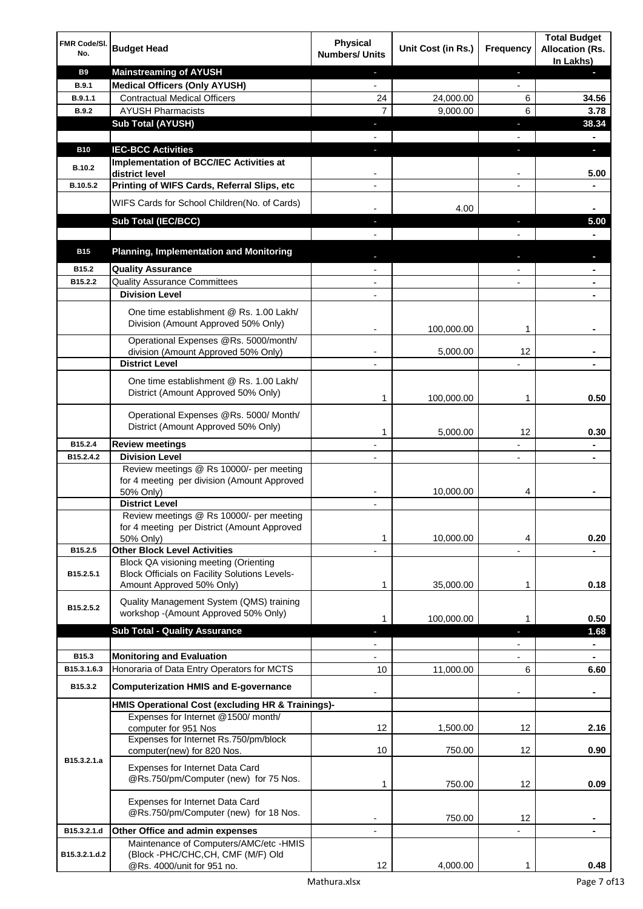| FMR Code/Sl. No. | Budget Head | Physical Numbers/ Units | Unit Cost (in Rs.) | Frequency | Total Budget Allocation (Rs. In Lakhs) |
|---|---|---|---|---|---|
| B9 | **Mainstreaming of AYUSH** | - | | - | - |
| B.9.1 | **Medical Officers (Only AYUSH)** | - | | - | |
| B.9.1.1 | Contractual Medical Officers | 24 | 24,000.00 | 6 | **34.56** |
| B.9.2 | AYUSH Pharmacists | 7 | 9,000.00 | 6 | **3.78** |
| | **Sub Total (AYUSH)** | - | | - | **38.34** |
| | | - | | - | - |
| B10 | **IEC-BCC Activities** | - | | - | - |
| B.10.2 | **Implementation of BCC/IEC Activities at district level** | - | | - | **5.00** |
| B.10.5.2 | **Printing of WIFS Cards, Referral Slips, etc** | - | | - | - |
| | WIFS Cards for School Children(No. of Cards) | - | 4.00 | | - |
| | **Sub Total (IEC/BCC)** | - | | - | **5.00** |
| | | - | | - | - |
| B15 | **Planning, Implementation and Monitoring** | - | | - | - |
| B15.2 | **Quality Assurance** | - | | - | - |
| B15.2.2 | Quality Assurance Committees | - | | - | - |
| | **Division Level** | - | | | - |
| | One time establishment @ Rs. 1.00 Lakh/ Division (Amount Approved 50% Only) | - | 100,000.00 | 1 | - |
| | Operational Expenses @Rs. 5000/month/ division (Amount Approved 50% Only) | - | 5,000.00 | 12 | - |
| | **District Level** | - | | - | - |
| | One time establishment @ Rs. 1.00 Lakh/ District (Amount Approved 50% Only) | 1 | 100,000.00 | 1 | **0.50** |
| | Operational Expenses @Rs. 5000/ Month/ District (Amount Approved 50% Only) | 1 | 5,000.00 | 12 | **0.30** |
| B15.2.4 | **Review meetings** | - | | - | - |
| B15.2.4.2 | **Division Level** | - | | - | - |
| | Review meetings @ Rs 10000/- per meeting for 4 meeting per division (Amount Approved 50% Only) | - | 10,000.00 | 4 | - |
| | **District Level** | - | | | |
| | Review meetings @ Rs 10000/- per meeting for 4 meeting per District (Amount Approved 50% Only) | 1 | 10,000.00 | 4 | **0.20** |
| B15.2.5 | **Other Block Level Activities** | - | | - | - |
| B15.2.5.1 | Block QA visioning meeting (Orienting Block Officials on Facility Solutions Levels- Amount Approved 50% Only) | 1 | 35,000.00 | 1 | **0.18** |
| B15.2.5.2 | Quality Management System (QMS) training workshop -(Amount Approved 50% Only) | 1 | 100,000.00 | 1 | **0.50** |
| | **Sub Total - Quality Assurance** | - | | - | **1.68** |
| | | - | | - | - |
| B15.3 | **Monitoring and Evaluation** | - | | - | - |
| B15.3.1.6.3 | Honoraria of Data Entry Operators for MCTS | 10 | 11,000.00 | 6 | **6.60** |
| B15.3.2 | **Computerization HMIS and E-governance** | - | | - | - |
| | **HMIS Operational Cost (excluding HR & Trainings)-** | | | | |
| B15.3.2.1.a | Expenses for Internet @1500/ month/ computer for 951 Nos | 12 | 1,500.00 | 12 | **2.16** |
| | Expenses for Internet Rs.750/pm/block computer(new) for 820 Nos. | 10 | 750.00 | 12 | **0.90** |
| | Expenses for Internet Data Card @Rs.750/pm/Computer (new) for 75 Nos. | 1 | 750.00 | 12 | **0.09** |
| | Expenses for Internet Data Card @Rs.750/pm/Computer (new) for 18 Nos. | - | 750.00 | 12 | - |
| B15.3.2.1.d | **Other Office and admin expenses** | - | | - | - |
| B15.3.2.1.d.2 | Maintenance of Computers/AMC/etc -HMIS (Block -PHC/CHC,CH, CMF (M/F) Old @Rs. 4000/unit for 951 no. | 12 | 4,000.00 | 1 | **0.48** |

Mathura.xlsx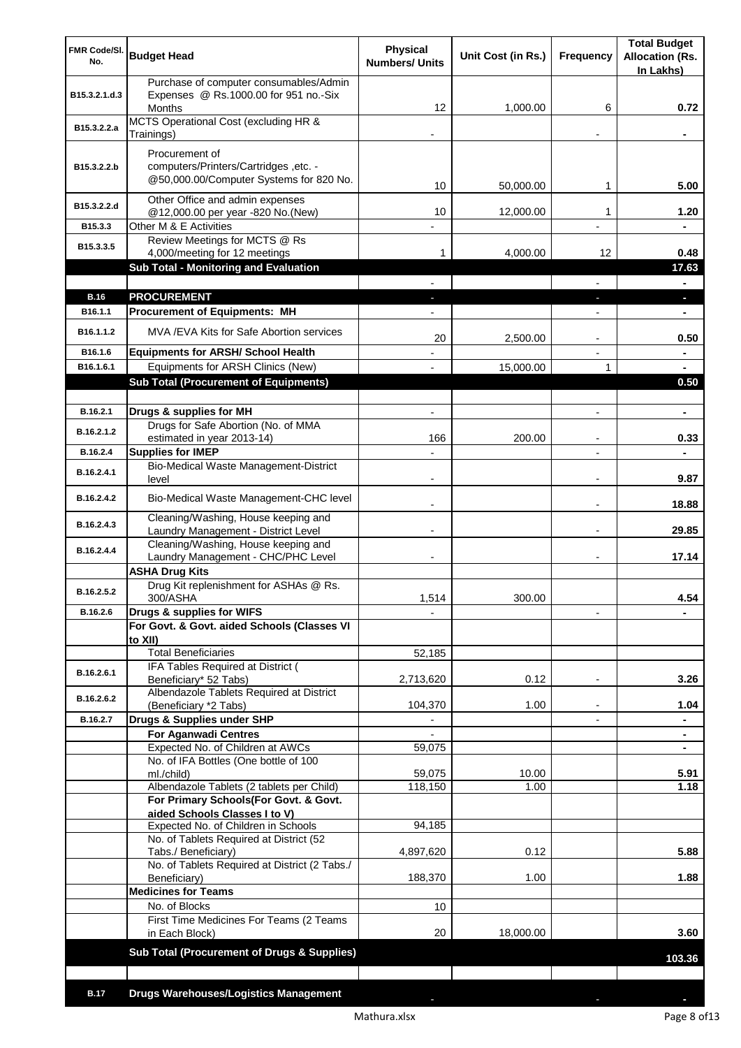| FMR Code/Sl. No. | Budget Head | Physical Numbers/ Units | Unit Cost (in Rs.) | Frequency | Total Budget Allocation (Rs. In Lakhs) |
|---|---|---|---|---|---|
| B15.3.2.1.d.3 | Purchase of computer consumables/Admin Expenses @ Rs.1000.00 for 951 no.-Six Months | 12 | 1,000.00 | 6 | 0.72 |
| B15.3.2.2.a | MCTS Operational Cost (excluding HR & Trainings) | - | | - | - |
| B15.3.2.2.b | Procurement of computers/Printers/Cartridges ,etc. - @50,000.00/Computer Systems for 820 No. | 10 | 50,000.00 | 1 | 5.00 |
| B15.3.2.2.d | Other Office and admin expenses @12,000.00 per year -820 No.(New) | 10 | 12,000.00 | 1 | 1.20 |
| B15.3.3 | Other M & E Activities | - | | - | - |
| B15.3.3.5 | Review Meetings for MCTS @ Rs 4,000/meeting for 12 meetings | 1 | 4,000.00 | 12 | 0.48 |
| | **Sub Total - Monitoring and Evaluation** | | | | **17.63** |
| | | - | | - | - |
| **B.16** | **PROCUREMENT** | - | | - | - |
| B16.1.1 | **Procurement of Equipments: MH** | - | | - | - |
| B16.1.1.2 | MVA /EVA Kits for Safe Abortion services | 20 | 2,500.00 | - | 0.50 |
| B16.1.6 | **Equipments for ARSH/ School Health** | - | | - | - |
| B16.1.6.1 | Equipments for ARSH Clinics (New) | - | 15,000.00 | 1 | - |
| | **Sub Total (Procurement of Equipments)** | | | | **0.50** |
| | | | | | |
| B.16.2.1 | **Drugs & supplies for MH** | - | | - | - |
| B.16.2.1.2 | Drugs for Safe Abortion (No. of MMA estimated in year 2013-14) | 166 | 200.00 | - | 0.33 |
| B.16.2.4 | **Supplies for IMEP** | - | | - | - |
| B.16.2.4.1 | Bio-Medical Waste Management-District level | - | | - | 9.87 |
| B.16.2.4.2 | Bio-Medical Waste Management-CHC level | - | | - | 18.88 |
| B.16.2.4.3 | Cleaning/Washing, House keeping and Laundry Management - District Level | - | | - | 29.85 |
| B.16.2.4.4 | Cleaning/Washing, House keeping and Laundry Management - CHC/PHC Level | - | | - | 17.14 |
| | **ASHA Drug Kits** | | | | |
| B.16.2.5.2 | Drug Kit replenishment for ASHAs @ Rs. 300/ASHA | 1,514 | 300.00 | | 4.54 |
| B.16.2.6 | **Drugs & supplies for WIFS** | - | | - | - |
| | **For Govt. & Govt. aided Schools (Classes VI to XII)** | | | | |
| | Total Beneficiaries | 52,185 | | | |
| B.16.2.6.1 | IFA Tables Required at District ( Beneficiary* 52 Tabs) | 2,713,620 | 0.12 | - | 3.26 |
| B.16.2.6.2 | Albendazole Tablets Required at District (Beneficiary *2 Tabs) | 104,370 | 1.00 | - | 1.04 |
| B.16.2.7 | **Drugs & Supplies under SHP** | - | | - | - |
| | **For Aganwadi Centres** | - | | | - |
| | Expected No. of Children at AWCs | 59,075 | | | - |
| | No. of IFA Bottles (One bottle of 100 ml./child) | 59,075 | 10.00 | | 5.91 |
| | Albendazole Tablets (2 tablets per Child) | 118,150 | 1.00 | | 1.18 |
| | **For Primary Schools(For Govt. & Govt. aided Schools Classes I to V)** | | | | |
| | Expected No. of Children in Schools | 94,185 | | | |
| | No. of Tablets Required at District (52 Tabs./ Beneficiary) | 4,897,620 | 0.12 | | 5.88 |
| | No. of Tablets Required at District (2 Tabs./ Beneficiary) | 188,370 | 1.00 | | 1.88 |
| | **Medicines for Teams** | | | | |
| | No. of Blocks | 10 | | | |
| | First Time Medicines For Teams (2 Teams in Each Block) | 20 | 18,000.00 | | 3.60 |
| | **Sub Total (Procurement of Drugs & Supplies)** | | | | **103.36** |
| | | | | | |
| **B.17** | **Drugs Warehouses/Logistics Management** | - | | - | - |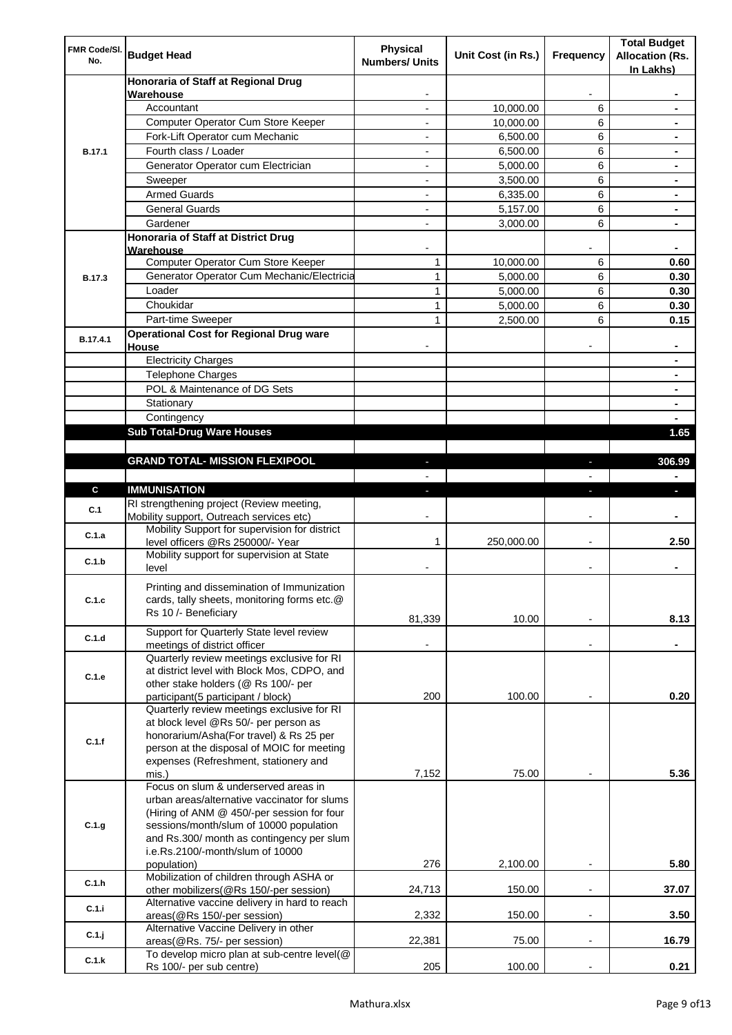| FMR Code/Sl. No. | Budget Head | Physical Numbers/ Units | Unit Cost (in Rs.) | Frequency | Total Budget Allocation (Rs. In Lakhs) |
|---|---|---|---|---|---|
| B.17.1 | Honoraria of Staff at Regional Drug Warehouse | - | | - | - |
| | Accountant | - | 10,000.00 | 6 | - |
| | Computer Operator Cum Store Keeper | - | 10,000.00 | 6 | - |
| | Fork-Lift Operator cum Mechanic | - | 6,500.00 | 6 | - |
| | Fourth class / Loader | - | 6,500.00 | 6 | - |
| | Generator Operator cum Electrician | - | 5,000.00 | 6 | - |
| | Sweeper | - | 3,500.00 | 6 | - |
| | Armed Guards | - | 6,335.00 | 6 | - |
| | General Guards | - | 5,157.00 | 6 | - |
| | Gardener | - | 3,000.00 | 6 | - |
| B.17.3 | Honoraria of Staff at District Drug Warehouse | - | | - | - |
| | Computer Operator Cum Store Keeper | 1 | 10,000.00 | 6 | 0.60 |
| | Generator Operator Cum Mechanic/Electricia | 1 | 5,000.00 | 6 | 0.30 |
| | Loader | 1 | 5,000.00 | 6 | 0.30 |
| | Choukidar | 1 | 5,000.00 | 6 | 0.30 |
| | Part-time Sweeper | 1 | 2,500.00 | 6 | 0.15 |
| B.17.4.1 | Operational Cost for Regional Drug ware House | - | | - | - |
| | Electricity Charges | | | | - |
| | Telephone Charges | | | | - |
| | POL & Maintenance of DG Sets | | | | - |
| | Stationary | | | | - |
| | Contingency | | | | - |
| | **Sub Total-Drug Ware Houses** | | | | **1.65** |
| | | | | | |
| | **GRAND TOTAL- MISSION FLEXIPOOL** | - | | - | **306.99** |
| | | - | | - | - |
| **C** | **IMMUNISATION** | - | | - | - |
| C.1 | RI strengthening project (Review meeting, Mobility support, Outreach services etc) | - | | - | - |
| C.1.a | Mobility Support for supervision for district level officers @Rs 250000/- Year | 1 | 250,000.00 | - | 2.50 |
| C.1.b | Mobility support for supervision at State level | - | | - | - |
| C.1.c | Printing and dissemination of Immunization cards, tally sheets, monitoring forms etc.@ Rs 10 /- Beneficiary | 81,339 | 10.00 | - | 8.13 |
| C.1.d | Support for Quarterly State level review meetings of district officer | - | | - | - |
| C.1.e | Quarterly review meetings exclusive for RI at district level with Block Mos, CDPO, and other stake holders (@ Rs 100/- per participant(5 participant / block) | 200 | 100.00 | - | 0.20 |
| C.1.f | Quarterly review meetings exclusive for RI at block level @Rs 50/- per person as honorarium/Asha(For travel) & Rs 25 per person at the disposal of MOIC for meeting expenses (Refreshment, stationery and mis.) | 7,152 | 75.00 | - | 5.36 |
| C.1.g | Focus on slum & underserved areas in urban areas/alternative vaccinator for slums (Hiring of ANM @ 450/-per session for four sessions/month/slum of 10000 population and Rs.300/ month as contingency per slum i.e.Rs.2100/-month/slum of 10000 population) | 276 | 2,100.00 | - | 5.80 |
| C.1.h | Mobilization of children through ASHA or other mobilizers(@Rs 150/-per session) | 24,713 | 150.00 | - | 37.07 |
| C.1.i | Alternative vaccine delivery in hard to reach areas(@Rs 150/-per session) | 2,332 | 150.00 | - | 3.50 |
| C.1.j | Alternative Vaccine Delivery in other areas(@Rs. 75/- per session) | 22,381 | 75.00 | - | 16.79 |
| C.1.k | To develop micro plan at sub-centre level(@ Rs 100/- per sub centre) | 205 | 100.00 | - | 0.21 |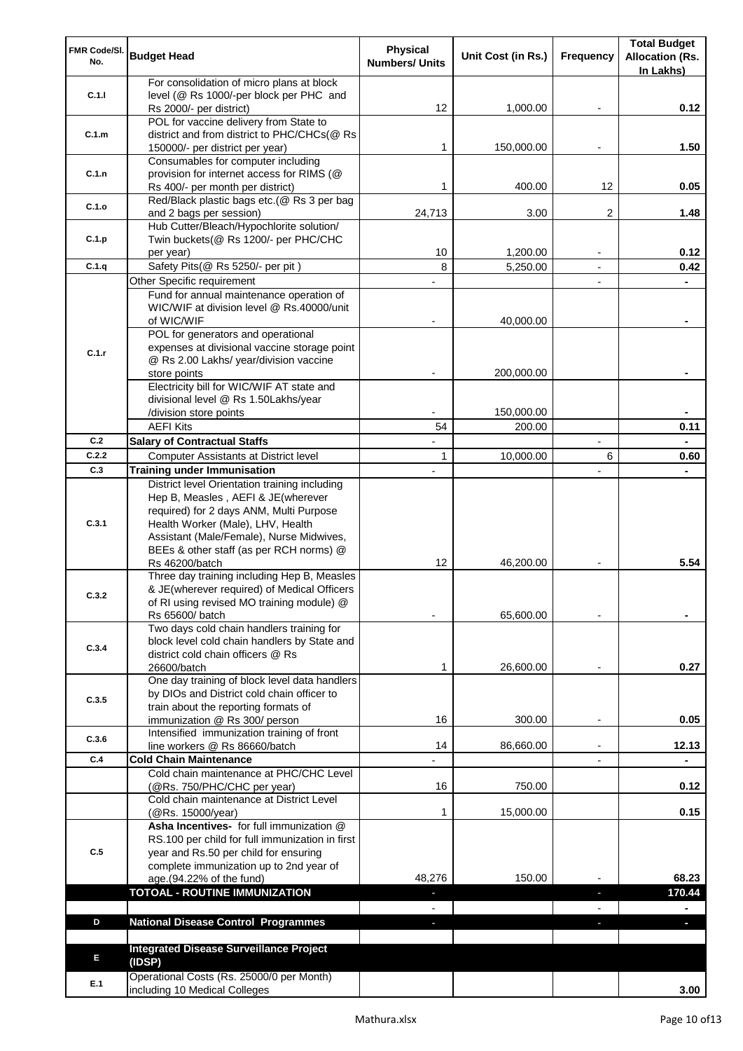| FMR Code/Sl. No. | Budget Head | Physical Numbers/ Units | Unit Cost (in Rs.) | Frequency | Total Budget Allocation (Rs. In Lakhs) |
|---|---|---|---|---|---|
| C.1.l | For consolidation of micro plans at block level (@ Rs 1000/-per block per PHC and Rs 2000/- per district) | 12 | 1,000.00 | - | 0.12 |
| C.1.m | POL for vaccine delivery from State to district and from district to PHC/CHCs(@ Rs 150000/- per district per year) | 1 | 150,000.00 | - | 1.50 |
| C.1.n | Consumables for computer including provision for internet access for RIMS (@ Rs 400/- per month per district) | 1 | 400.00 | 12 | 0.05 |
| C.1.o | Red/Black plastic bags etc.(@ Rs 3 per bag and 2 bags per session) | 24,713 | 3.00 | 2 | 1.48 |
| C.1.p | Hub Cutter/Bleach/Hypochlorite solution/ Twin buckets(@ Rs 1200/- per PHC/CHC per year) | 10 | 1,200.00 | - | 0.12 |
| C.1.q | Safety Pits(@ Rs 5250/- per pit ) | 8 | 5,250.00 | - | 0.42 |
| C.1.r | Other Specific requirement | - | | - | - |
| | Fund for annual maintenance operation of WIC/WIF at division level @ Rs.40000/unit of WIC/WIF | - | 40,000.00 | | - |
| | POL for generators and operational expenses at divisional vaccine storage point @ Rs 2.00 Lakhs/ year/division vaccine store points | - | 200,000.00 | | - |
| | Electricity bill for WIC/WIF AT state and divisional level @ Rs 1.50Lakhs/year /division store points | - | 150,000.00 | | - |
| | AEFI Kits | 54 | 200.00 | | 0.11 |
| C.2 | **Salary of Contractual Staffs** | - | | - | - |
| C.2.2 | Computer Assistants at District level | 1 | 10,000.00 | 6 | 0.60 |
| C.3 | **Training under Immunisation** | - | | - | - |
| C.3.1 | District level Orientation training including Hep B, Measles , AEFI & JE(wherever required) for 2 days ANM, Multi Purpose Health Worker (Male), LHV, Health Assistant (Male/Female), Nurse Midwives, BEEs & other staff (as per RCH norms) @ Rs 46200/batch | 12 | 46,200.00 | - | 5.54 |
| C.3.2 | Three day training including Hep B, Measles & JE(wherever required) of Medical Officers of RI using revised MO training module) @ Rs 65600/ batch | - | 65,600.00 | - | - |
| C.3.4 | Two days cold chain handlers training for block level cold chain handlers by State and district cold chain officers @ Rs 26600/batch | 1 | 26,600.00 | - | 0.27 |
| C.3.5 | One day training of block level data handlers by DIOs and District cold chain officer to train about the reporting formats of immunization @ Rs 300/ person | 16 | 300.00 | - | 0.05 |
| C.3.6 | Intensified immunization training of front line workers @ Rs 86660/batch | 14 | 86,660.00 | - | 12.13 |
| C.4 | **Cold Chain Maintenance** | - | | - | - |
| | Cold chain maintenance at PHC/CHC Level (@Rs. 750/PHC/CHC per year) | 16 | 750.00 | | 0.12 |
| | Cold chain maintenance at District Level (@Rs. 15000/year) | 1 | 15,000.00 | | 0.15 |
| C.5 | **Asha Incentives-** for full immunization @ RS.100 per child for full immunization in first year and Rs.50 per child for ensuring complete immunization up to 2nd year of age.(94.22% of the fund) | 48,276 | 150.00 | - | 68.23 |
| | **TOTOAL - ROUTINE IMMUNIZATION** | - | | - | **170.44** |
| | | - | | - | - |
| D | **National Disease Control Programmes** | - | | - | - |
| | | | | | |
| E | **Integrated Disease Surveillance Project (IDSP)** | | | | |
| E.1 | Operational Costs (Rs. 25000/0 per Month) including 10 Medical Colleges | | | | 3.00 |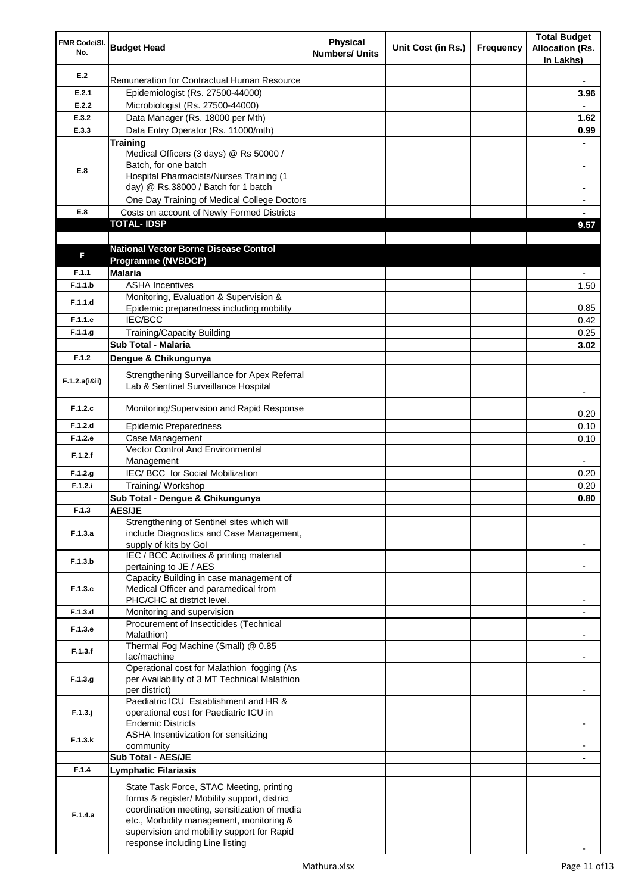| FMR Code/Sl. No. | Budget Head | Physical Numbers/ Units | Unit Cost (in Rs.) | Frequency | Total Budget Allocation (Rs. In Lakhs) |
|---|---|---|---|---|---|
| E.2 | Remuneration for Contractual Human Resource | | | | - |
| E.2.1 | Epidemiologist (Rs. 27500-44000) | | | | 3.96 |
| E.2.2 | Microbiologist (Rs. 27500-44000) | | | | - |
| E.3.2 | Data Manager (Rs. 18000 per Mth) | | | | 1.62 |
| E.3.3 | Data Entry Operator (Rs. 11000/mth) | | | | 0.99 |
| E.8 | **Training** | | | | - |
| | Medical Officers (3 days) @ Rs 50000 / Batch, for one batch | | | | - |
| | Hospital Pharmacists/Nurses Training (1 day) @ Rs.38000 / Batch for 1 batch | | | | - |
| | One Day Training of Medical College Doctors | | | | - |
| E.8 | Costs on account of Newly Formed Districts | | | | - |
| | **TOTAL- IDSP** | | | | **9.57** |
| | | | | | |
| **F** | **National Vector Borne Disease Control Programme (NVBDCP)** | | | | |
| F.1.1 | **Malaria** | | | | - |
| F.1.1.b | ASHA Incentives | | | | 1.50 |
| F.1.1.d | Monitoring, Evaluation & Supervision & Epidemic preparedness including mobility | | | | 0.85 |
| F.1.1.e | IEC/BCC | | | | 0.42 |
| F.1.1.g | Training/Capacity Building | | | | 0.25 |
| | **Sub Total - Malaria** | | | | **3.02** |
| F.1.2 | **Dengue & Chikungunya** | | | | |
| F.1.2.a(i&ii) | Strengthening Surveillance for Apex Referral Lab & Sentinel Surveillance Hospital | | | | - |
| F.1.2.c | Monitoring/Supervision and Rapid Response | | | | 0.20 |
| F.1.2.d | Epidemic Preparedness | | | | 0.10 |
| F.1.2.e | Case Management | | | | 0.10 |
| F.1.2.f | Vector Control And Environmental Management | | | | - |
| F.1.2.g | IEC/ BCC for Social Mobilization | | | | 0.20 |
| F.1.2.i | Training/ Workshop | | | | 0.20 |
| | **Sub Total - Dengue & Chikungunya** | | | | **0.80** |
| F.1.3 | **AES/JE** | | | | |
| F.1.3.a | Strengthening of Sentinel sites which will include Diagnostics and Case Management, supply of kits by GoI | | | | - |
| F.1.3.b | IEC / BCC Activities & printing material pertaining to JE / AES | | | | - |
| F.1.3.c | Capacity Building in case management of Medical Officer and paramedical from PHC/CHC at district level. | | | | - |
| F.1.3.d | Monitoring and supervision | | | | - |
| F.1.3.e | Procurement of Insecticides (Technical Malathion) | | | | - |
| F.1.3.f | Thermal Fog Machine (Small) @ 0.85 lac/machine | | | | - |
| F.1.3.g | Operational cost for Malathion fogging (As per Availability of 3 MT Technical Malathion per district) | | | | - |
| F.1.3.j | Paediatric ICU Establishment and HR & operational cost for Paediatric ICU in Endemic Districts | | | | - |
| F.1.3.k | ASHA Insentivization for sensitizing community | | | | - |
| | **Sub Total - AES/JE** | | | | - |
| F.1.4 | **Lymphatic Filariasis** | | | | |
| F.1.4.a | State Task Force, STAC Meeting, printing forms & register/ Mobility support, district coordination meeting, sensitization of media etc., Morbidity management, monitoring & supervision and mobility support for Rapid response including Line listing | | | | - |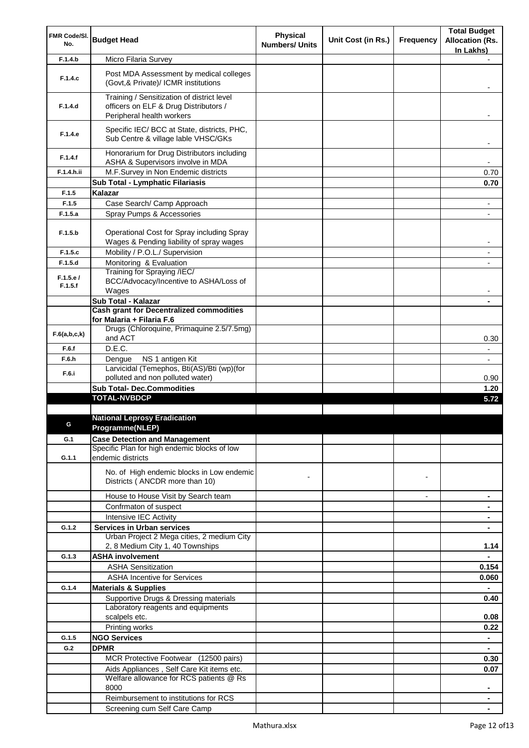| FMR Code/Sl. No. | Budget Head | Physical Numbers/ Units | Unit Cost (in Rs.) | Frequency | Total Budget Allocation (Rs. In Lakhs) |
|---|---|---|---|---|---|
| F.1.4.b | Micro Filaria Survey | | | | - |
| F.1.4.c | Post MDA Assessment by medical colleges (Govt,& Private)/ ICMR institutions | | | | - |
| F.1.4.d | Training / Sensitization of district level officers on ELF & Drug Distributors / Peripheral health workers | | | | - |
| F.1.4.e | Specific IEC/ BCC at State, districts, PHC, Sub Centre & village lable VHSC/GKs | | | | - |
| F.1.4.f | Honorarium for Drug Distributors including ASHA & Supervisors involve in MDA | | | | - |
| F.1.4.h.ii | M.F.Survey in Non Endemic districts | | | | 0.70 |
| | **Sub Total - Lymphatic Filariasis** | | | | **0.70** |
| F.1.5 | **Kalazar** | | | | |
| F.1.5 | Case Search/ Camp Approach | | | | - |
| F.1.5.a | Spray Pumps & Accessories | | | | - |
| F.1.5.b | Operational Cost for Spray including Spray Wages & Pending liability of spray wages | | | | - |
| F.1.5.c | Mobility / P.O.L./ Supervision | | | | - |
| F.1.5.d | Monitoring & Evaluation | | | | - |
| F.1.5.e / F.1.5.f | Training for Spraying /IEC/ BCC/Advocacy/Incentive to ASHA/Loss of Wages | | | | - |
| | **Sub Total - Kalazar** | | | | **-** |
| | **Cash grant for Decentralized commodities for Malaria + Filaria F.6** | | | | |
| F.6(a,b,c,k) | Drugs (Chloroquine, Primaquine 2.5/7.5mg) and ACT | | | | 0.30 |
| F.6.f | D.E.C. | | | | - |
| F.6.h | Dengue NS 1 antigen Kit | | | | - |
| F.6.i | Larvicidal (Temephos, Bti(AS)/Bti (wp)(for polluted and non polluted water) | | | | 0.90 |
| | **Sub Total- Dec.Commodities** | | | | **1.20** |
| | **TOTAL-NVBDCP** | | | | **5.72** |
| | | | | | |
| G | **National Leprosy Eradication Programme(NLEP)** | | | | |
| G.1 | **Case Detection and Management** | | | | |
| G.1.1 | Specific Plan for high endemic blocks of low endemic districts | | | | |
| | No. of High endemic blocks in Low endemic Districts ( ANCDR more than 10) | - | | - | |
| | House to House Visit by Search team | | | - | **-** |
| | Confrmaton of suspect | | | | **-** |
| | Intensive IEC Activity | | | | **-** |
| G.1.2 | **Services in Urban services** | | | | **-** |
| | Urban Project 2 Mega cities, 2 medium City 2, 8 Medium City 1, 40 Townships | | | | **1.14** |
| G.1.3 | **ASHA involvement** | | | | **-** |
| | ASHA Sensitization | | | | **0.154** |
| | ASHA Incentive for Services | | | | **0.060** |
| G.1.4 | **Materials & Supplies** | | | | **-** |
| | Supportive Drugs & Dressing materials | | | | **0.40** |
| | Laboratory reagents and equipments scalpels etc. | | | | **0.08** |
| | Printing works | | | | **0.22** |
| G.1.5 | **NGO Services** | | | | **-** |
| G.2 | **DPMR** | | | | **-** |
| | MCR Protective Footwear (12500 pairs) | | | | **0.30** |
| | Aids Appliances , Self Care Kit items etc. | | | | **0.07** |
| | Welfare allowance for RCS patients @ Rs 8000 | | | | **-** |
| | Reimbursement to institutions for RCS | | | | **-** |
| | Screening cum Self Care Camp | | | | **-** |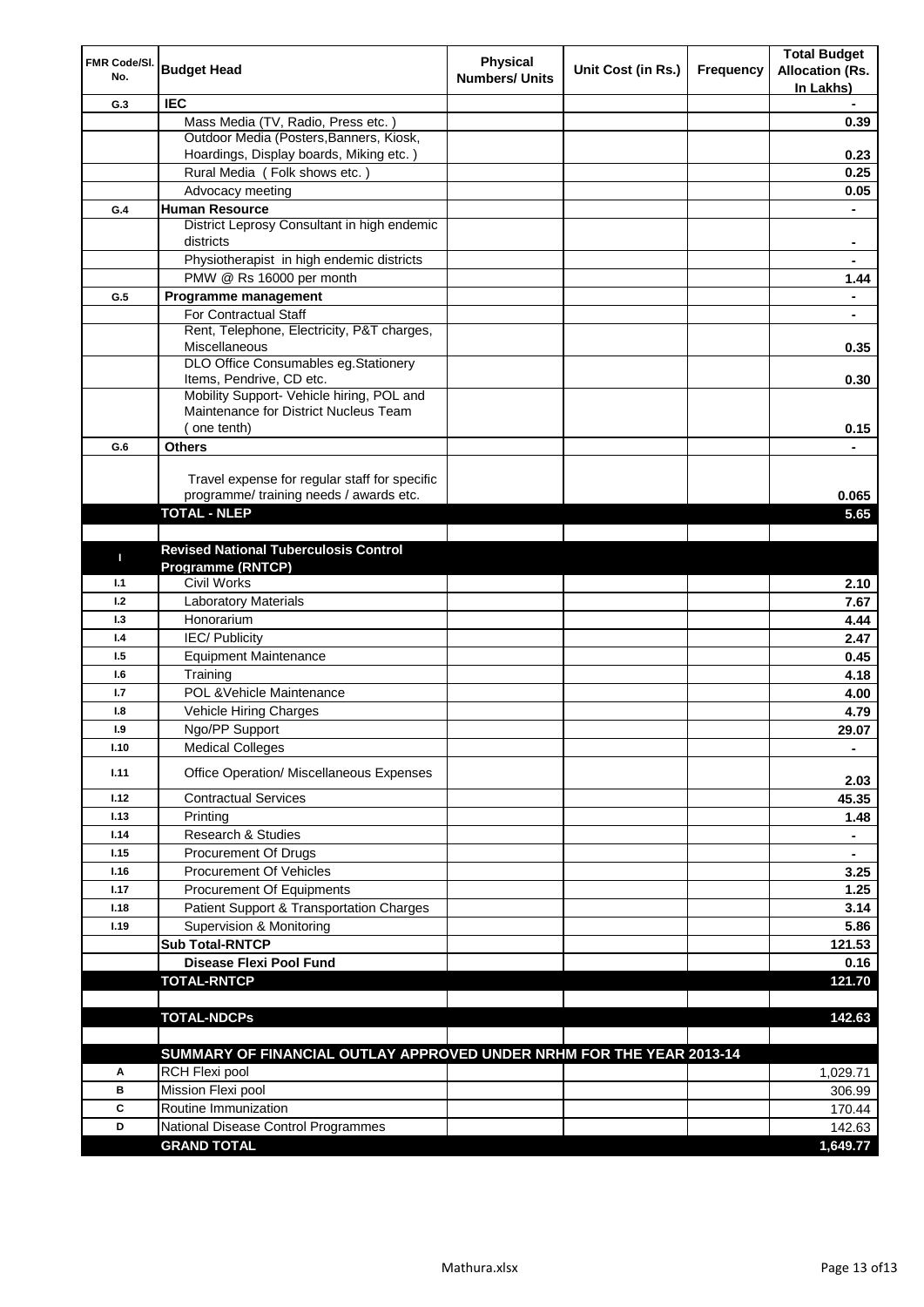| FMR Code/Sl. No. | Budget Head | Physical Numbers/ Units | Unit Cost (in Rs.) | Frequency | Total Budget Allocation (Rs. In Lakhs) |
|---|---|---|---|---|---|
| G.3 | **IEC** | | | | - |
| | Mass Media (TV, Radio, Press etc. ) | | | | 0.39 |
| | Outdoor Media (Posters,Banners, Kiosk, Hoardings, Display boards, Miking etc. ) | | | | 0.23 |
| | Rural Media ( Folk shows etc. ) | | | | 0.25 |
| | Advocacy meeting | | | | 0.05 |
| G.4 | **Human Resource** | | | | - |
| | District Leprosy Consultant in high endemic districts | | | | - |
| | Physiotherapist in high endemic districts | | | | - |
| | PMW @ Rs 16000 per month | | | | 1.44 |
| G.5 | **Programme management** | | | | - |
| | For Contractual Staff | | | | - |
| | Rent, Telephone, Electricity, P&T charges, Miscellaneous | | | | 0.35 |
| | DLO Office Consumables eg.Stationery Items, Pendrive, CD etc. | | | | 0.30 |
| | Mobility Support- Vehicle hiring, POL and Maintenance for District Nucleus Team ( one tenth) | | | | 0.15 |
| G.6 | **Others** | | | | - |
| | Travel expense for regular staff for specific programme/ training needs / awards etc. | | | | 0.065 |
| | **TOTAL - NLEP** | | | | **5.65** |
| | | | | | |
| I | **Revised National Tuberculosis Control Programme (RNTCP)** | | | | |
| I.1 | Civil Works | | | | 2.10 |
| I.2 | Laboratory Materials | | | | 7.67 |
| I.3 | Honorarium | | | | 4.44 |
| I.4 | IEC/ Publicity | | | | 2.47 |
| I.5 | Equipment Maintenance | | | | 0.45 |
| I.6 | Training | | | | 4.18 |
| I.7 | POL &Vehicle Maintenance | | | | 4.00 |
| I.8 | Vehicle Hiring Charges | | | | 4.79 |
| I.9 | Ngo/PP Support | | | | 29.07 |
| I.10 | Medical Colleges | | | | - |
| I.11 | Office Operation/ Miscellaneous Expenses | | | | 2.03 |
| I.12 | Contractual Services | | | | 45.35 |
| I.13 | Printing | | | | 1.48 |
| I.14 | Research & Studies | | | | - |
| I.15 | Procurement Of Drugs | | | | - |
| I.16 | Procurement Of Vehicles | | | | 3.25 |
| I.17 | Procurement Of Equipments | | | | 1.25 |
| I.18 | Patient Support & Transportation Charges | | | | 3.14 |
| I.19 | Supervision & Monitoring | | | | 5.86 |
| | **Sub Total-RNTCP** | | | | **121.53** |
| | **Disease Flexi Pool Fund** | | | | **0.16** |
| | **TOTAL-RNTCP** | | | | **121.70** |
| | | | | | |
| | **TOTAL-NDCPs** | | | | **142.63** |
| | | | | | |
| | **SUMMARY OF FINANCIAL OUTLAY APPROVED UNDER NRHM FOR THE YEAR 2013-14** | | | | |
| A | RCH Flexi pool | | | | 1,029.71 |
| B | Mission Flexi pool | | | | 306.99 |
| C | Routine Immunization | | | | 170.44 |
| D | National Disease Control Programmes | | | | 142.63 |
| | **GRAND TOTAL** | | | | **1,649.77** |

Mathura.xlsx